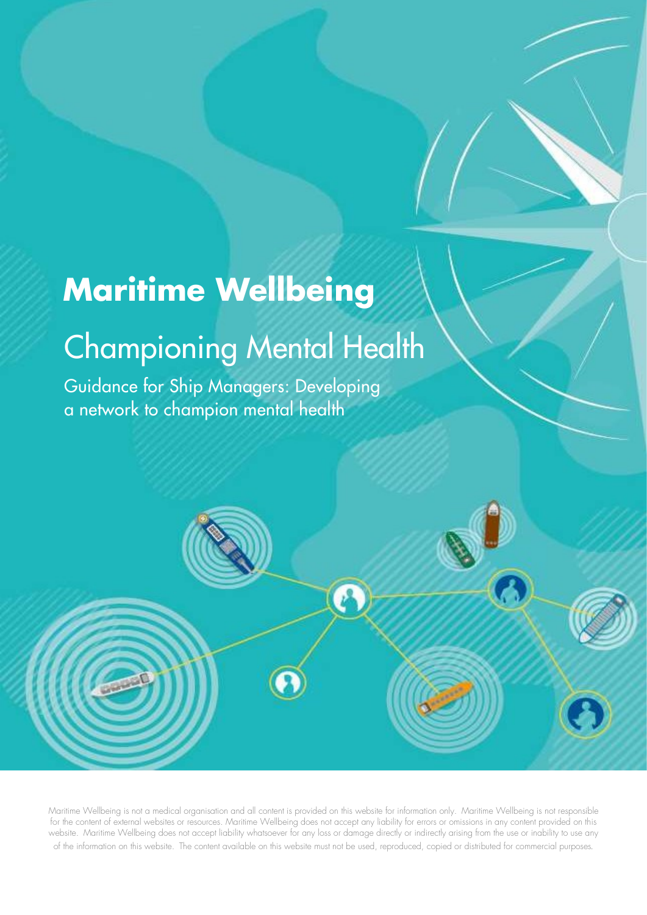# Maritime Wellbeing

## Championing Mental Health

Guidance for Ship Managers: Developing a network to champion mental health

Maritime Wellbeing is not a medical organisation and all content is provided on this website for information only. Maritime Wellbeing is not responsible for the content of external websites or resources. Maritime Wellbeing does not accept any liability for errors or omissions in any content provided on this website. Maritime Wellbeing does not accept liability whatsoever for any loss or damage directly or indirectly arising from the use or inability to use any of the information on this website. The content available on this website must not be used, reproduced, copied or distributed for commercial purposes.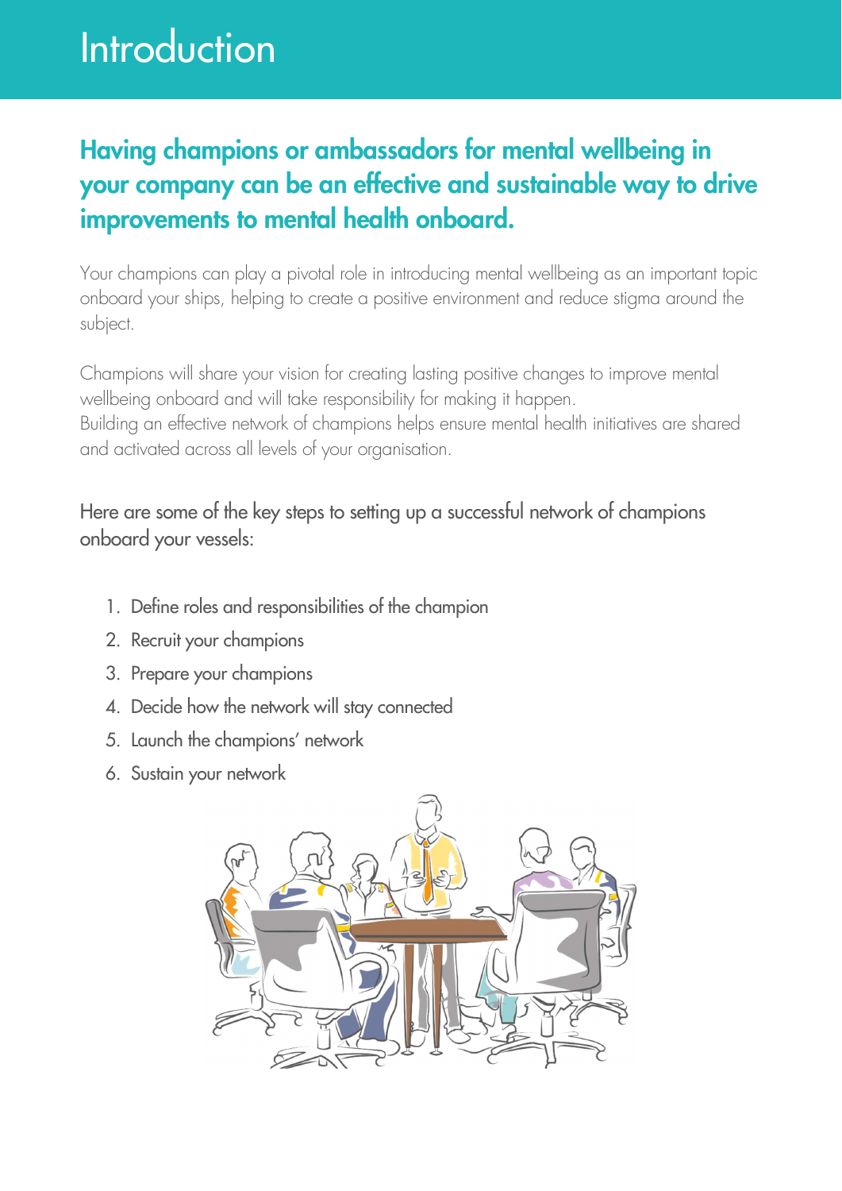# Introduction

## Having champions or ambassadors for mental wellbeing in your company can be an effective and sustainable way to drive improvements to mental health onboard.

Your champions can play a pivotal role in introducing mental wellbeing as an important topic onboard your ships, helping to create a positive environment and reduce stigma around the subject.

Champions will share your vision for creating lasting positive changes to improve mental wellbeing onboard and will take responsibility for making it happen.
Building an effective network of champions helps ensure mental health initiatives are shared and activated across all levels of your organisation.

Here are some of the key steps to setting up a successful network of champions onboard your vessels:

1. Define roles and responsibilities of the champion
2. Recruit your champions
3. Prepare your champions
4. Decide how the network will stay connected
5. Launch the champions' network
6. Sustain your network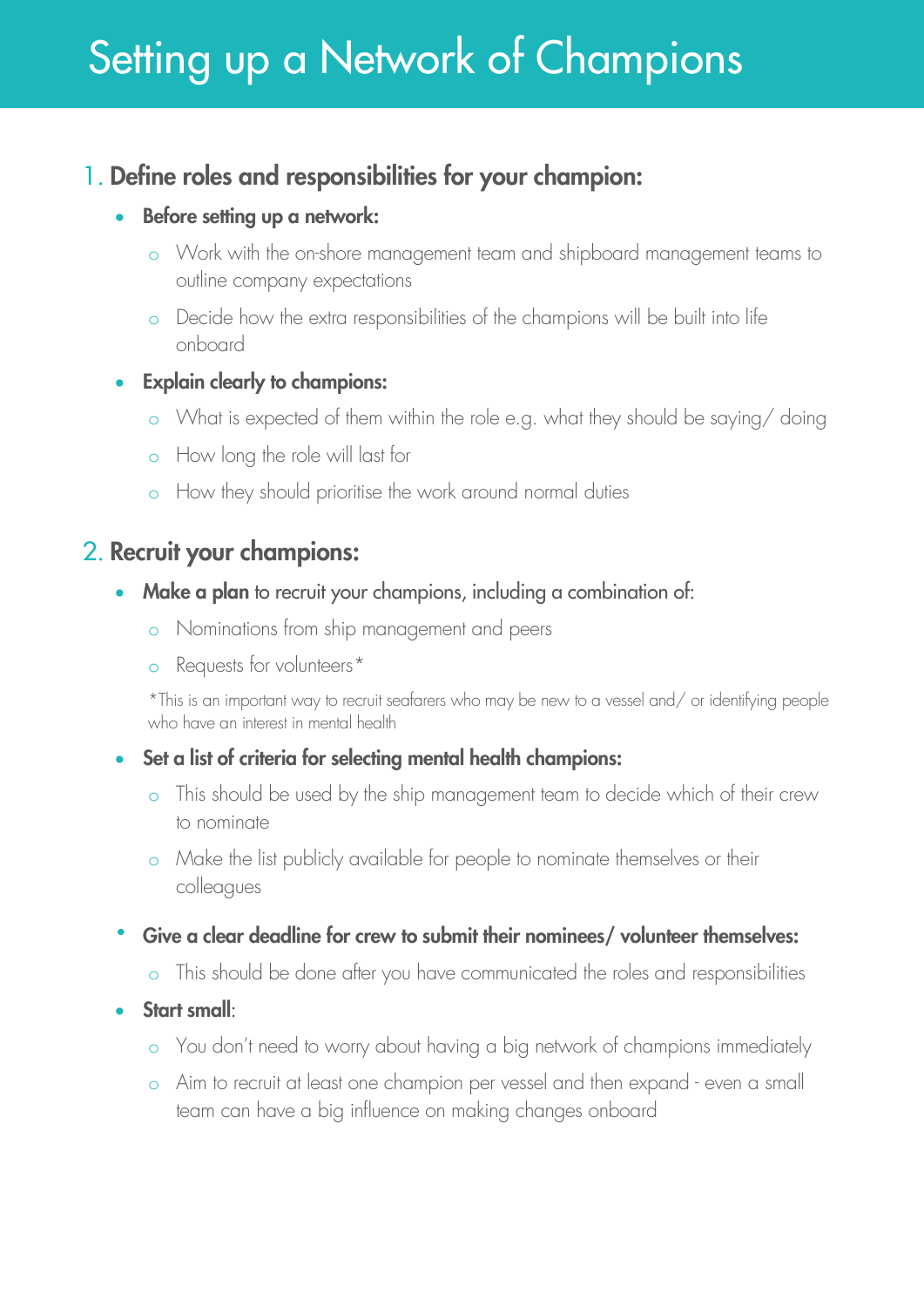# Setting up a Network of Champions

## 1. Define roles and responsibilities for your champion:

- **Before setting up a network:**
  - Work with the on-shore management team and shipboard management teams to outline company expectations
  - Decide how the extra responsibilities of the champions will be built into life onboard
- **Explain clearly to champions:**
  - What is expected of them within the role e.g. what they should be saying/ doing
  - How long the role will last for
  - How they should prioritise the work around normal duties

## 2. Recruit your champions:

- **Make a plan** to recruit your champions, including a combination of:
  - Nominations from ship management and peers
  - Requests for volunteers*

  *This is an important way to recruit seafarers who may be new to a vessel and/ or identifying people who have an interest in mental health
- **Set a list of criteria for selecting mental health champions:**
  - This should be used by the ship management team to decide which of their crew to nominate
  - Make the list publicly available for people to nominate themselves or their colleagues
- **Give a clear deadline for crew to submit their nominees/ volunteer themselves:**
  - This should be done after you have communicated the roles and responsibilities
- **Start small**:
  - You don't need to worry about having a big network of champions immediately
  - Aim to recruit at least one champion per vessel and then expand - even a small team can have a big influence on making changes onboard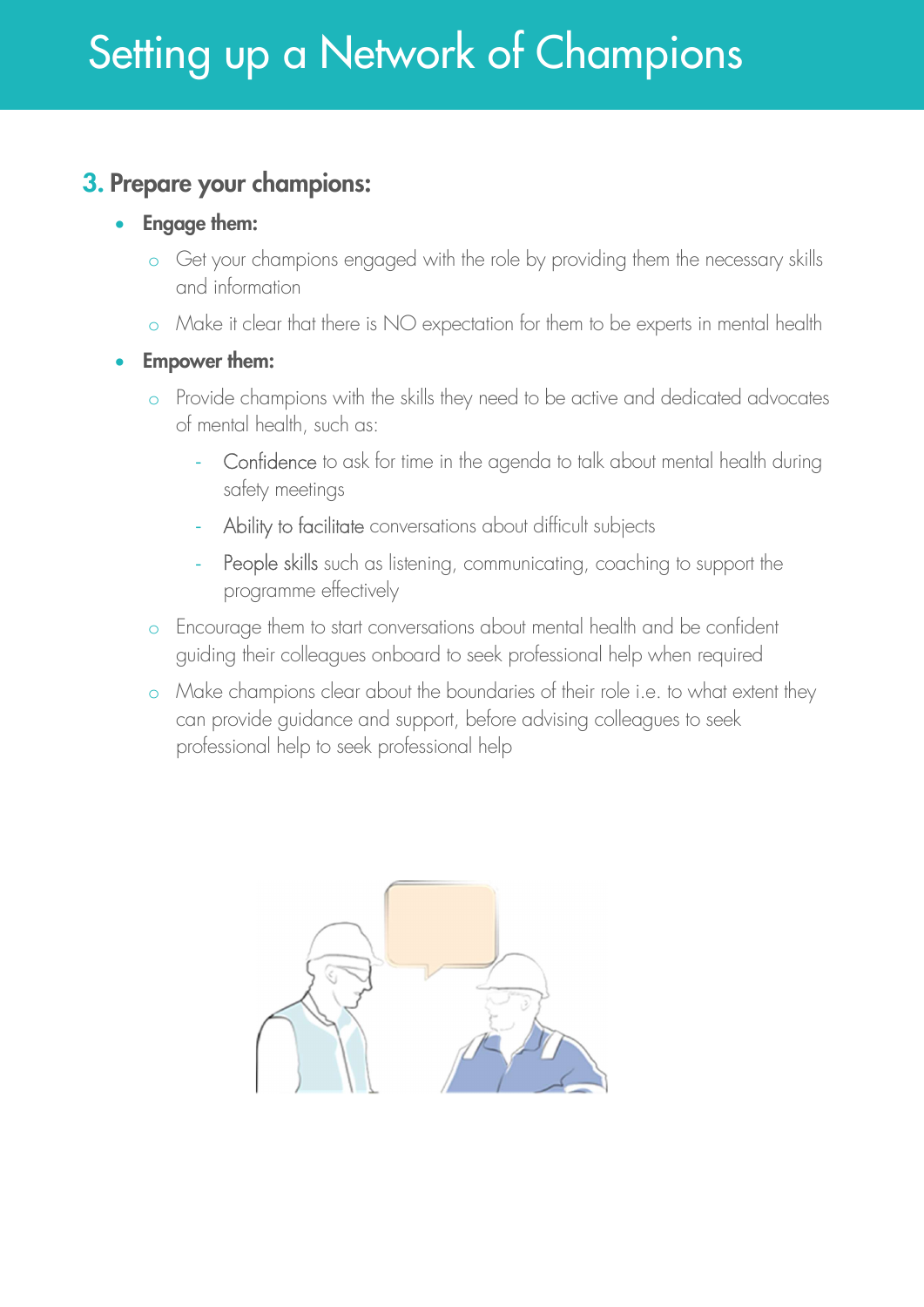# Setting up a Network of Champions

## 3. Prepare your champions:

- **Engage them:**
  - Get your champions engaged with the role by providing them the necessary skills and information
  - Make it clear that there is NO expectation for them to be experts in mental health
- **Empower them:**
  - Provide champions with the skills they need to be active and dedicated advocates of mental health, such as:
    - Confidence to ask for time in the agenda to talk about mental health during safety meetings
    - Ability to facilitate conversations about difficult subjects
    - People skills such as listening, communicating, coaching to support the programme effectively
  - Encourage them to start conversations about mental health and be confident guiding their colleagues onboard to seek professional help when required
  - Make champions clear about the boundaries of their role i.e. to what extent they can provide guidance and support, before advising colleagues to seek professional help to seek professional help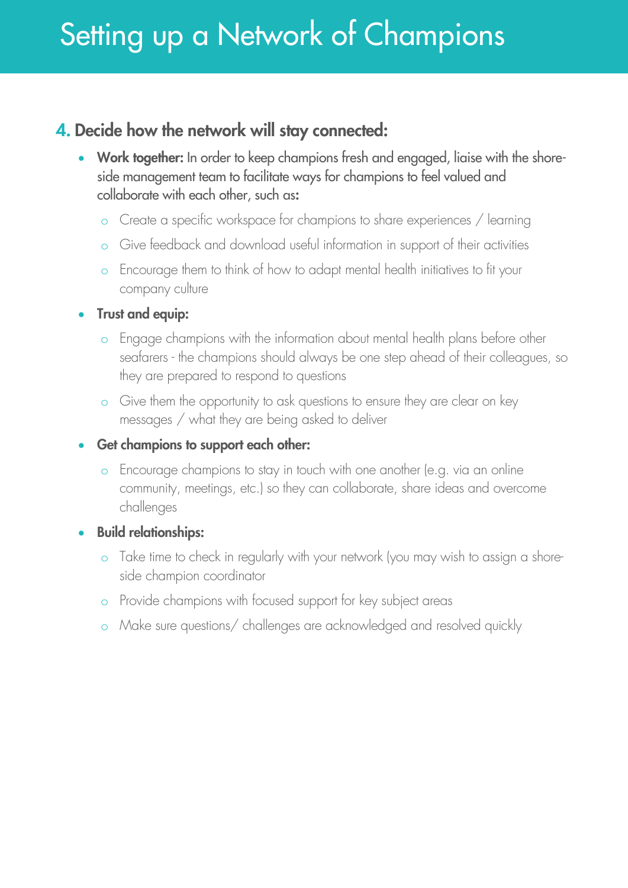# Setting up a Network of Champions

## 4. Decide how the network will stay connected:

- **Work together:** In order to keep champions fresh and engaged, liaise with the shore-side management team to facilitate ways for champions to feel valued and collaborate with each other, such as**:**
  - Create a specific workspace for champions to share experiences / learning
  - Give feedback and download useful information in support of their activities
  - Encourage them to think of how to adapt mental health initiatives to fit your company culture
- **Trust and equip:**
  - Engage champions with the information about mental health plans before other seafarers - the champions should always be one step ahead of their colleagues, so they are prepared to respond to questions
  - Give them the opportunity to ask questions to ensure they are clear on key messages / what they are being asked to deliver
- **Get champions to support each other:**
  - Encourage champions to stay in touch with one another (e.g. via an online community, meetings, etc.) so they can collaborate, share ideas and overcome challenges
- **Build relationships:**
  - Take time to check in regularly with your network (you may wish to assign a shore-side champion coordinator
  - Provide champions with focused support for key subject areas
  - Make sure questions/ challenges are acknowledged and resolved quickly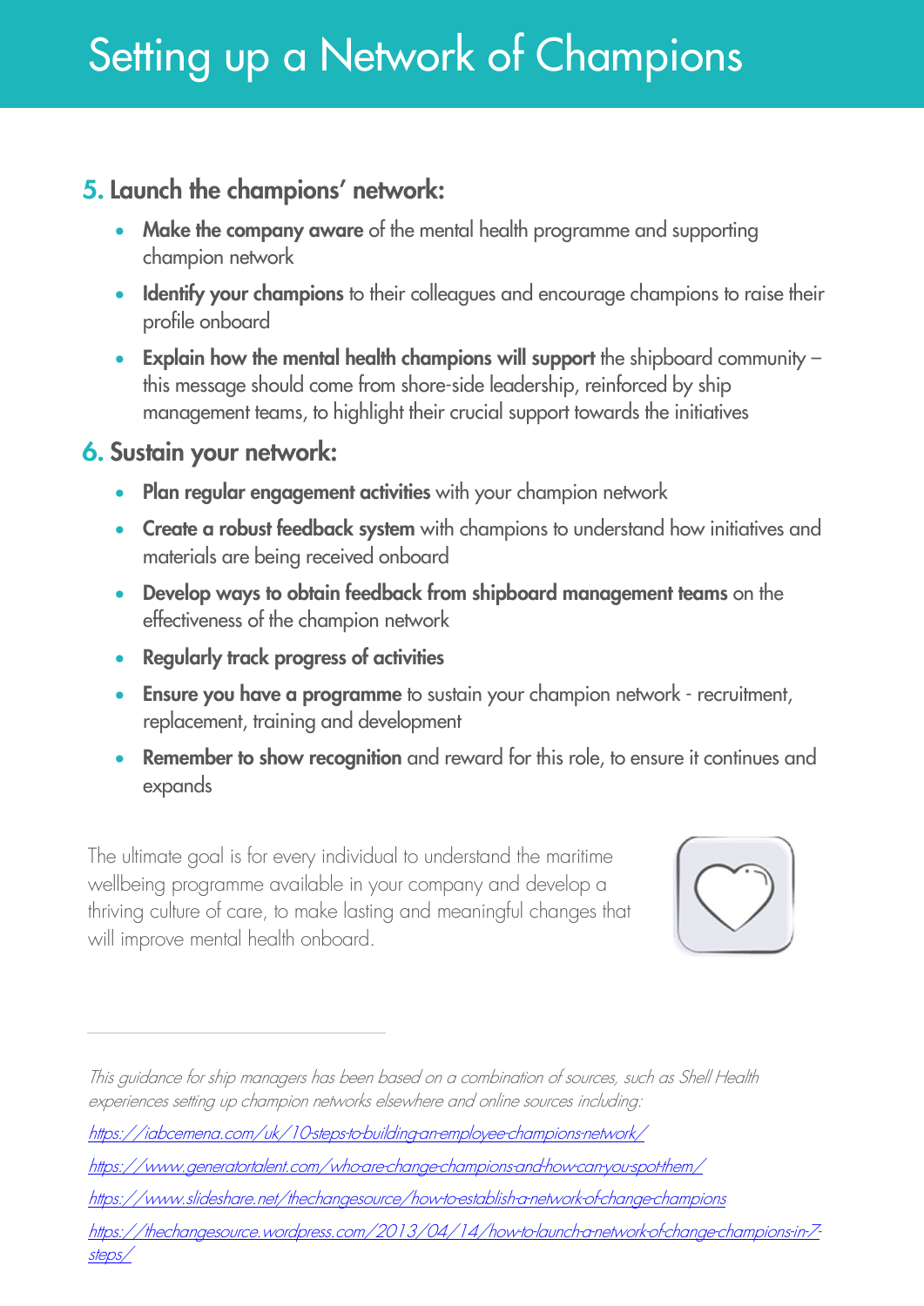# Setting up a Network of Champions

## 5. Launch the champions' network:

- **Make the company aware** of the mental health programme and supporting champion network
- **Identify your champions** to their colleagues and encourage champions to raise their profile onboard
- **Explain how the mental health champions will support** the shipboard community – this message should come from shore-side leadership, reinforced by ship management teams, to highlight their crucial support towards the initiatives

## 6. Sustain your network:

- **Plan regular engagement activities** with your champion network
- **Create a robust feedback system** with champions to understand how initiatives and materials are being received onboard
- **Develop ways to obtain feedback from shipboard management teams** on the effectiveness of the champion network
- **Regularly track progress of activities**
- **Ensure you have a programme** to sustain your champion network - recruitment, replacement, training and development
- **Remember to show recognition** and reward for this role, to ensure it continues and expands

The ultimate goal is for every individual to understand the maritime wellbeing programme available in your company and develop a thriving culture of care, to make lasting and meaningful changes that will improve mental health onboard.

---

*This guidance for ship managers has been based on a combination of sources, such as Shell Health experiences setting up champion networks elsewhere and online sources including:*

https://iabcemena.com/uk/10-steps-to-building-an-employee-champions-network/

https://www.generatortalent.com/who-are-change-champions-and-how-can-you-spot-them/

https://www.slideshare.net/thechangesource/how-to-establish-a-network-of-change-champions

https://thechangesource.wordpress.com/2013/04/14/how-to-launch-a-network-of-change-champions-in-7-steps/